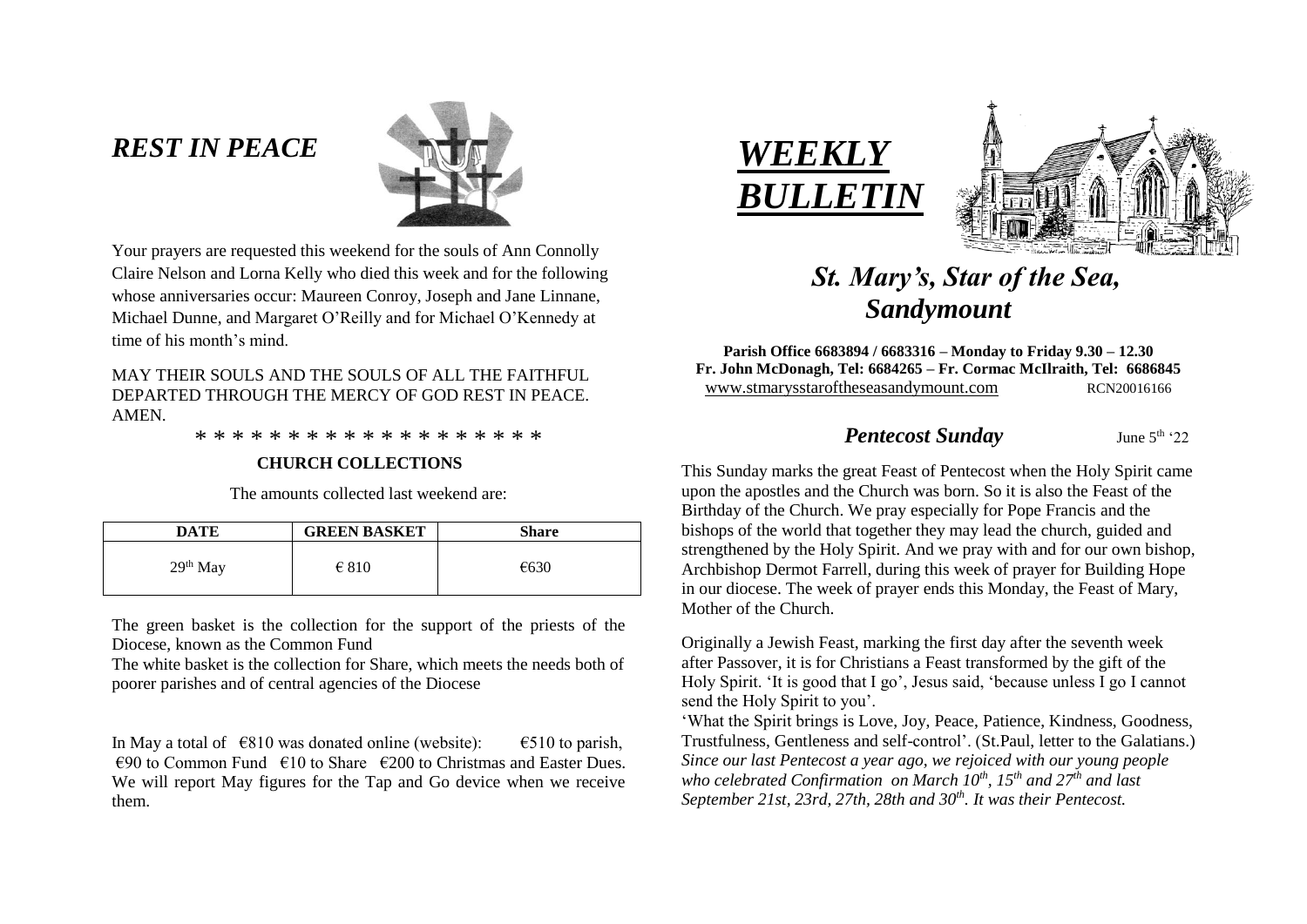## *REST IN PEACE*

Your prayers are requested this weekend for the souls of Ann Connolly Claire Nelson and Lorna Kelly who died this week and for the following whose anniversaries occur: Maureen Conroy, Joseph and Jane Linnane, Michael Dunne, and Margaret O'Reilly and for Michael O'Kennedy at time of his month's mind.

MAY THEIR SOULS AND THE SOULS OF ALL THE FAITHFUL DEPARTED THROUGH THE MERCY OF GOD REST IN PEACE. AMEN.

\* \* \* \* \* \* \* \* \* \* \* \* \* \* \* \* \* \* \*

**CHURCH COLLECTIONS**

The amounts collected last weekend are:

| DATE | GREEN BASKET | Share |
|---|---|---|
| 29th May | € 810 | €630 |

The green basket is the collection for the support of the priests of the Diocese, known as the Common Fund

The white basket is the collection for Share, which meets the needs both of poorer parishes and of central agencies of the Diocese

In May a total of €810 was donated online (website): €510 to parish, €90 to Common Fund €10 to Share €200 to Christmas and Easter Dues. We will report May figures for the Tap and Go device when we receive them.

# *WEEKLY BULLETIN*

## *St. Mary's, Star of the Sea, Sandymount*

**Parish Office 6683894 / 6683316 – Monday to Friday 9.30 – 12.30**
**Fr. John McDonagh, Tel: 6684265 – Fr. Cormac McIlraith, Tel: 6686845**
www.stmarysstaroftheseasandymount.com RCN20016166

### *Pentecost Sunday* June 5th '22

This Sunday marks the great Feast of Pentecost when the Holy Spirit came upon the apostles and the Church was born. So it is also the Feast of the Birthday of the Church. We pray especially for Pope Francis and the bishops of the world that together they may lead the church, guided and strengthened by the Holy Spirit. And we pray with and for our own bishop, Archbishop Dermot Farrell, during this week of prayer for Building Hope in our diocese. The week of prayer ends this Monday, the Feast of Mary, Mother of the Church.

Originally a Jewish Feast, marking the first day after the seventh week after Passover, it is for Christians a Feast transformed by the gift of the Holy Spirit. 'It is good that I go', Jesus said, 'because unless I go I cannot send the Holy Spirit to you'.

'What the Spirit brings is Love, Joy, Peace, Patience, Kindness, Goodness, Trustfulness, Gentleness and self-control'. (St.Paul, letter to the Galatians.) *Since our last Pentecost a year ago, we rejoiced with our young people who celebrated Confirmation on March 10th, 15th and 27th and last September 21st, 23rd, 27th, 28th and 30th. It was their Pentecost.*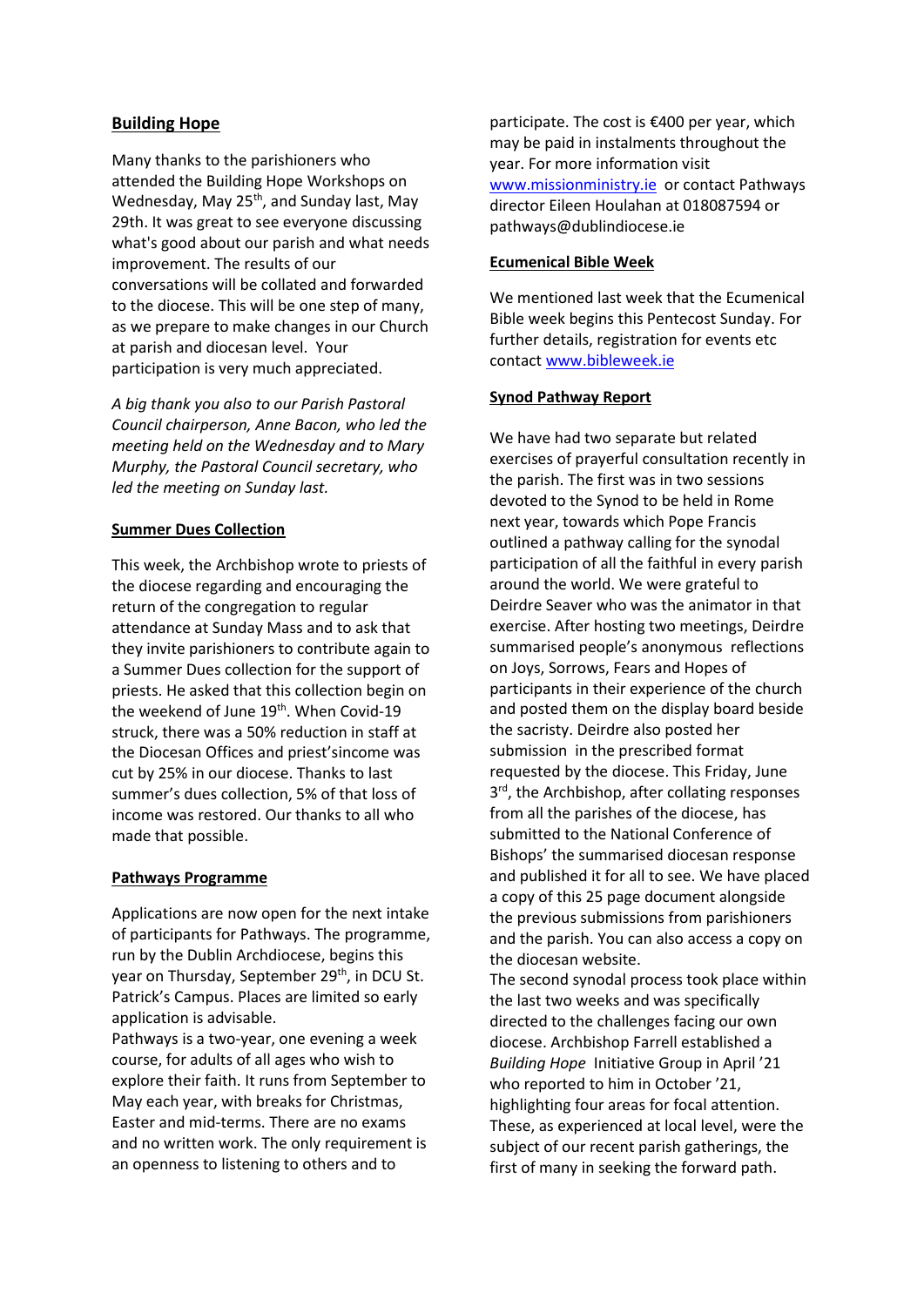## Building Hope

Many thanks to the parishioners who attended the Building Hope Workshops on Wednesday, May 25th, and Sunday last, May 29th. It was great to see everyone discussing what's good about our parish and what needs improvement. The results of our conversations will be collated and forwarded to the diocese. This will be one step of many, as we prepare to make changes in our Church at parish and diocesan level. Your participation is very much appreciated.

*A big thank you also to our Parish Pastoral Council chairperson, Anne Bacon, who led the meeting held on the Wednesday and to Mary Murphy, the Pastoral Council secretary, who led the meeting on Sunday last.*

## Summer Dues Collection

This week, the Archbishop wrote to priests of the diocese regarding and encouraging the return of the congregation to regular attendance at Sunday Mass and to ask that they invite parishioners to contribute again to a Summer Dues collection for the support of priests. He asked that this collection begin on the weekend of June 19th. When Covid-19 struck, there was a 50% reduction in staff at the Diocesan Offices and priest'sincome was cut by 25% in our diocese. Thanks to last summer's dues collection, 5% of that loss of income was restored. Our thanks to all who made that possible.

## Pathways Programme

Applications are now open for the next intake of participants for Pathways. The programme, run by the Dublin Archdiocese, begins this year on Thursday, September 29th, in DCU St. Patrick's Campus. Places are limited so early application is advisable.

Pathways is a two-year, one evening a week course, for adults of all ages who wish to explore their faith. It runs from September to May each year, with breaks for Christmas, Easter and mid-terms. There are no exams and no written work. The only requirement is an openness to listening to others and to participate. The cost is €400 per year, which may be paid in instalments throughout the year. For more information visit www.missionministry.ie or contact Pathways director Eileen Houlahan at 018087594 or pathways@dublindiocese.ie

## Ecumenical Bible Week

We mentioned last week that the Ecumenical Bible week begins this Pentecost Sunday. For further details, registration for events etc contact www.bibleweek.ie

## Synod Pathway Report

We have had two separate but related exercises of prayerful consultation recently in the parish. The first was in two sessions devoted to the Synod to be held in Rome next year, towards which Pope Francis outlined a pathway calling for the synodal participation of all the faithful in every parish around the world. We were grateful to Deirdre Seaver who was the animator in that exercise. After hosting two meetings, Deirdre summarised people's anonymous reflections on Joys, Sorrows, Fears and Hopes of participants in their experience of the church and posted them on the display board beside the sacristy. Deirdre also posted her submission in the prescribed format requested by the diocese. This Friday, June 3rd, the Archbishop, after collating responses from all the parishes of the diocese, has submitted to the National Conference of Bishops' the summarised diocesan response and published it for all to see. We have placed a copy of this 25 page document alongside the previous submissions from parishioners and the parish. You can also access a copy on the diocesan website.

The second synodal process took place within the last two weeks and was specifically directed to the challenges facing our own diocese. Archbishop Farrell established a *Building Hope* Initiative Group in April '21 who reported to him in October '21, highlighting four areas for focal attention. These, as experienced at local level, were the subject of our recent parish gatherings, the first of many in seeking the forward path.